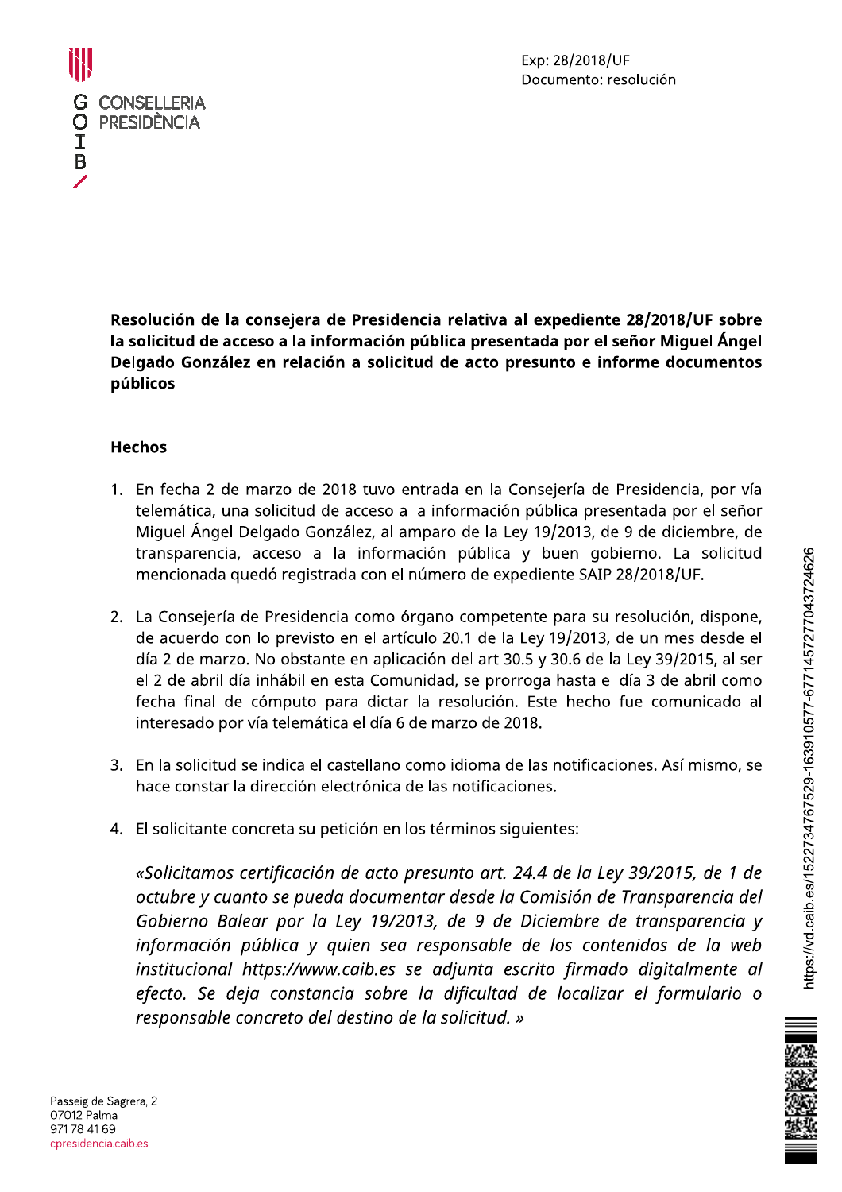GOIB CONSELLERIA PRESIDÈNCIA

Exp: 28/2018/UF
Documento: resolución

**Resolución de la consejera de Presidencia relativa al expediente 28/2018/UF sobre la solicitud de acceso a la información pública presentada por el señor Miguel Ángel Delgado González en relación a solicitud de acto presunto e informe documentos públicos**

## Hechos

1. En fecha 2 de marzo de 2018 tuvo entrada en la Consejería de Presidencia, por vía telemática, una solicitud de acceso a la información pública presentada por el señor Miguel Ángel Delgado González, al amparo de la Ley 19/2013, de 9 de diciembre, de transparencia, acceso a la información pública y buen gobierno. La solicitud mencionada quedó registrada con el número de expediente SAIP 28/2018/UF.

2. La Consejería de Presidencia como órgano competente para su resolución, dispone, de acuerdo con lo previsto en el artículo 20.1 de la Ley 19/2013, de un mes desde el día 2 de marzo. No obstante en aplicación del art 30.5 y 30.6 de la Ley 39/2015, al ser el 2 de abril día inhábil en esta Comunidad, se prorroga hasta el día 3 de abril como fecha final de cómputo para dictar la resolución. Este hecho fue comunicado al interesado por vía telemática el día 6 de marzo de 2018.

3. En la solicitud se indica el castellano como idioma de las notificaciones. Así mismo, se hace constar la dirección electrónica de las notificaciones.

4. El solicitante concreta su petición en los términos siguientes:

   *«Solicitamos certificación de acto presunto art. 24.4 de la Ley 39/2015, de 1 de octubre y cuanto se pueda documentar desde la Comisión de Transparencia del Gobierno Balear por la Ley 19/2013, de 9 de Diciembre de transparencia y información pública y quien sea responsable de los contenidos de la web institucional https://www.caib.es se adjunta escrito firmado digitalmente al efecto. Se deja constancia sobre la dificultad de localizar el formulario o responsable concreto del destino de la solicitud. »*

Passeig de Sagrera, 2
07012 Palma
971 78 41 69
cpresidencia.caib.es

https://vd.caib.es/1522734767529-163910577-6771457277043724626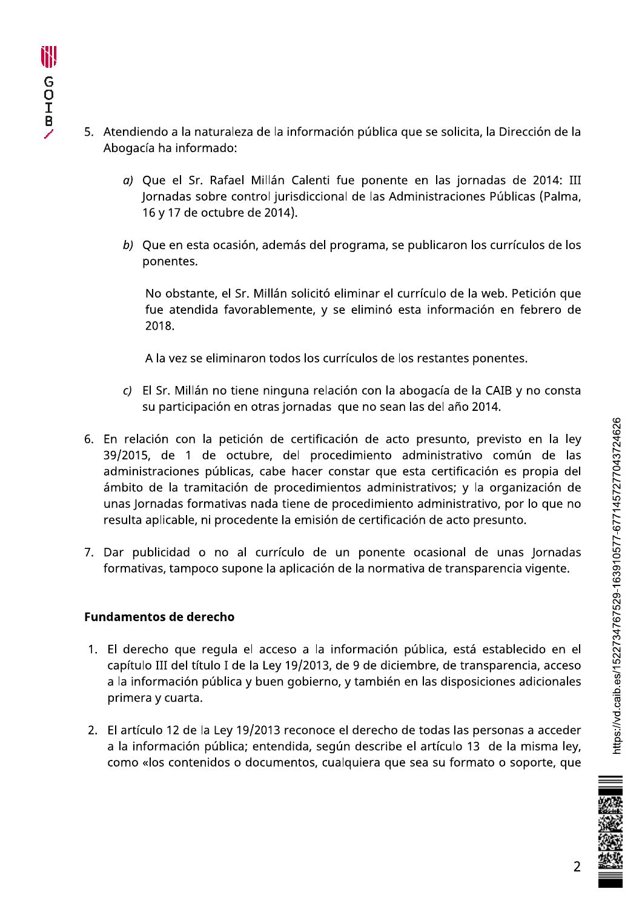5. Atendiendo a la naturaleza de la información pública que se solicita, la Dirección de la Abogacía ha informado:

   *a)* Que el Sr. Rafael Millán Calenti fue ponente en las jornadas de 2014: III Jornadas sobre control jurisdiccional de las Administraciones Públicas (Palma, 16 y 17 de octubre de 2014).

   *b)* Que en esta ocasión, además del programa, se publicaron los currículos de los ponentes.

      No obstante, el Sr. Millán solicitó eliminar el currículo de la web. Petición que fue atendida favorablemente, y se eliminó esta información en febrero de 2018.

      A la vez se eliminaron todos los currículos de los restantes ponentes.

   *c)* El Sr. Millán no tiene ninguna relación con la abogacía de la CAIB y no consta su participación en otras jornadas que no sean las del año 2014.

6. En relación con la petición de certificación de acto presunto, previsto en la ley 39/2015, de 1 de octubre, del procedimiento administrativo común de las administraciones públicas, cabe hacer constar que esta certificación es propia del ámbito de la tramitación de procedimientos administrativos; y la organización de unas Jornadas formativas nada tiene de procedimiento administrativo, por lo que no resulta aplicable, ni procedente la emisión de certificación de acto presunto.

7. Dar publicidad o no al currículo de un ponente ocasional de unas Jornadas formativas, tampoco supone la aplicación de la normativa de transparencia vigente.

**Fundamentos de derecho**

1. El derecho que regula el acceso a la información pública, está establecido en el capítulo III del título I de la Ley 19/2013, de 9 de diciembre, de transparencia, acceso a la información pública y buen gobierno, y también en las disposiciones adicionales primera y cuarta.

2. El artículo 12 de la Ley 19/2013 reconoce el derecho de todas las personas a acceder a la información pública; entendida, según describe el artículo 13 de la misma ley, como «los contenidos o documentos, cualquiera que sea su formato o soporte, que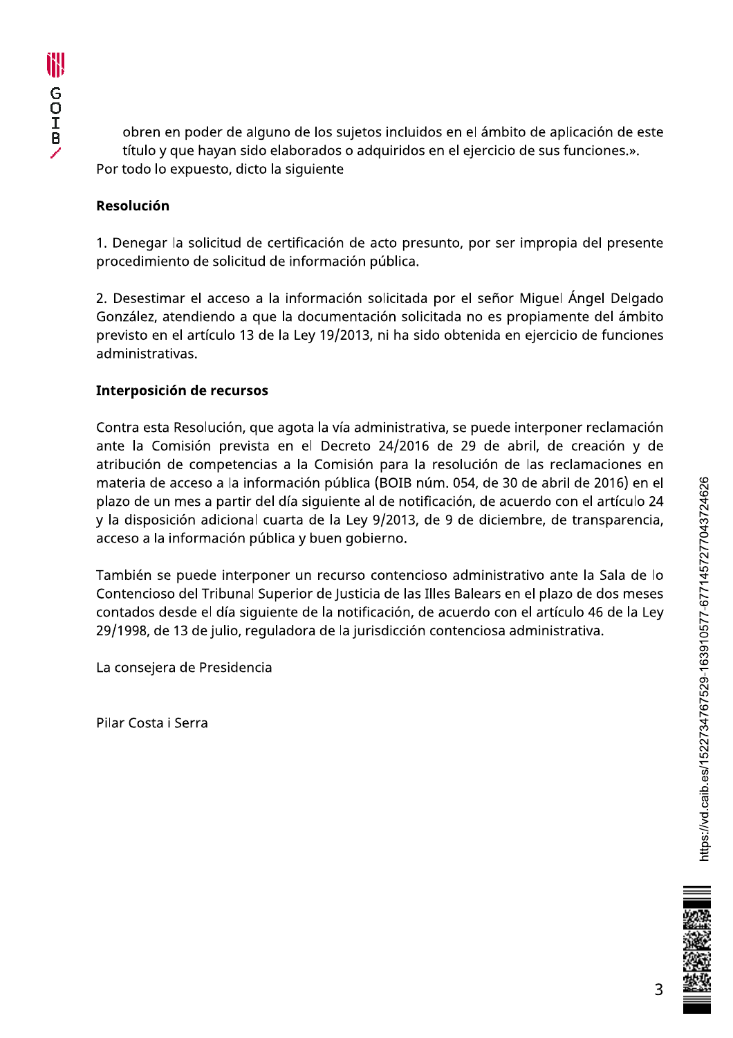obren en poder de alguno de los sujetos incluidos en el ámbito de aplicación de este título y que hayan sido elaborados o adquiridos en el ejercicio de sus funciones.».

Por todo lo expuesto, dicto la siguiente

**Resolución**

1. Denegar la solicitud de certificación de acto presunto, por ser impropia del presente procedimiento de solicitud de información pública.

2. Desestimar el acceso a la información solicitada por el señor Miguel Ángel Delgado González, atendiendo a que la documentación solicitada no es propiamente del ámbito previsto en el artículo 13 de la Ley 19/2013, ni ha sido obtenida en ejercicio de funciones administrativas.

**Interposición de recursos**

Contra esta Resolución, que agota la vía administrativa, se puede interponer reclamación ante la Comisión prevista en el Decreto 24/2016 de 29 de abril, de creación y de atribución de competencias a la Comisión para la resolución de las reclamaciones en materia de acceso a la información pública (BOIB núm. 054, de 30 de abril de 2016) en el plazo de un mes a partir del día siguiente al de notificación, de acuerdo con el artículo 24 y la disposición adicional cuarta de la Ley 9/2013, de 9 de diciembre, de transparencia, acceso a la información pública y buen gobierno.

También se puede interponer un recurso contencioso administrativo ante la Sala de lo Contencioso del Tribunal Superior de Justicia de las Illes Balears en el plazo de dos meses contados desde el día siguiente de la notificación, de acuerdo con el artículo 46 de la Ley 29/1998, de 13 de julio, reguladora de la jurisdicción contenciosa administrativa.

La consejera de Presidencia

Pilar Costa i Serra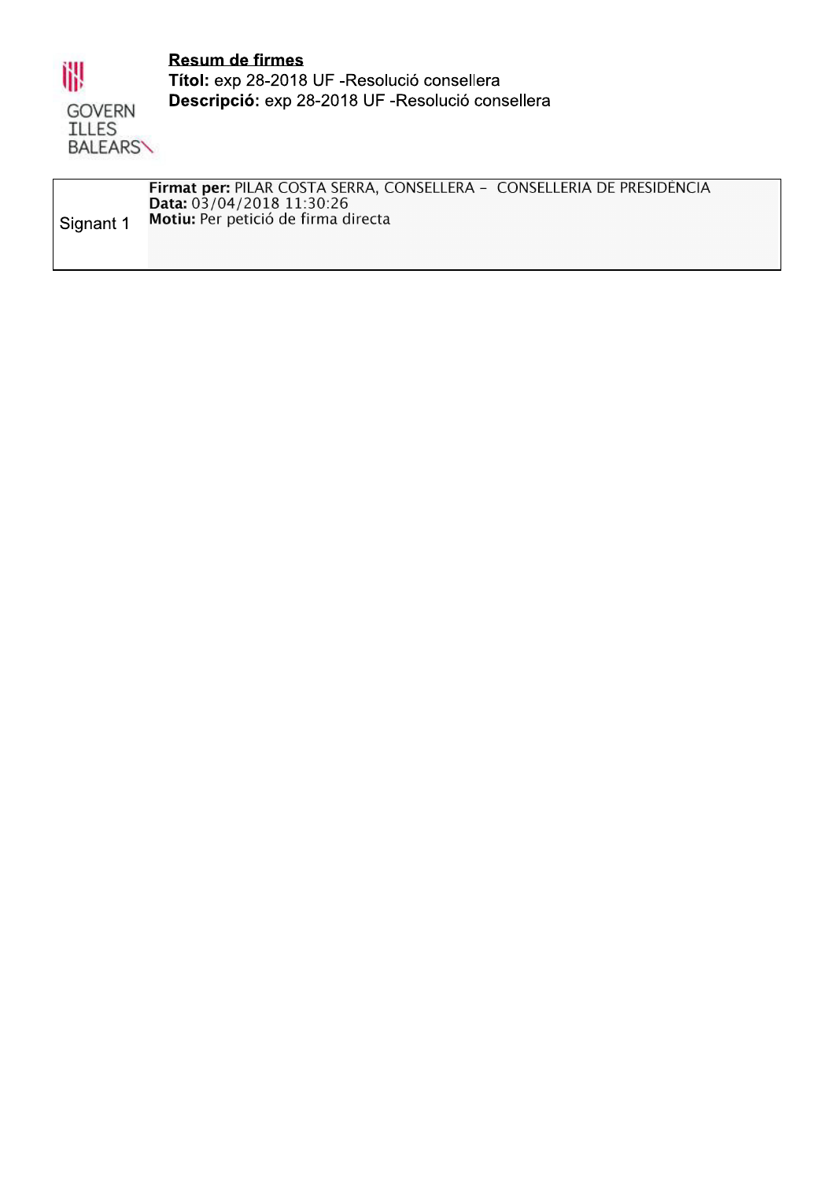**Resum de firmes**

**Títol:** exp 28-2018 UF -Resolució consellera

**Descripció:** exp 28-2018 UF -Resolució consellera

| | |
|---|---|
| Signant 1 | **Firmat per:** PILAR COSTA SERRA, CONSELLERA - CONSELLERIA DE PRESIDÈNCIA<br>**Data:** 03/04/2018 11:30:26<br>**Motiu:** Per petició de firma directa |